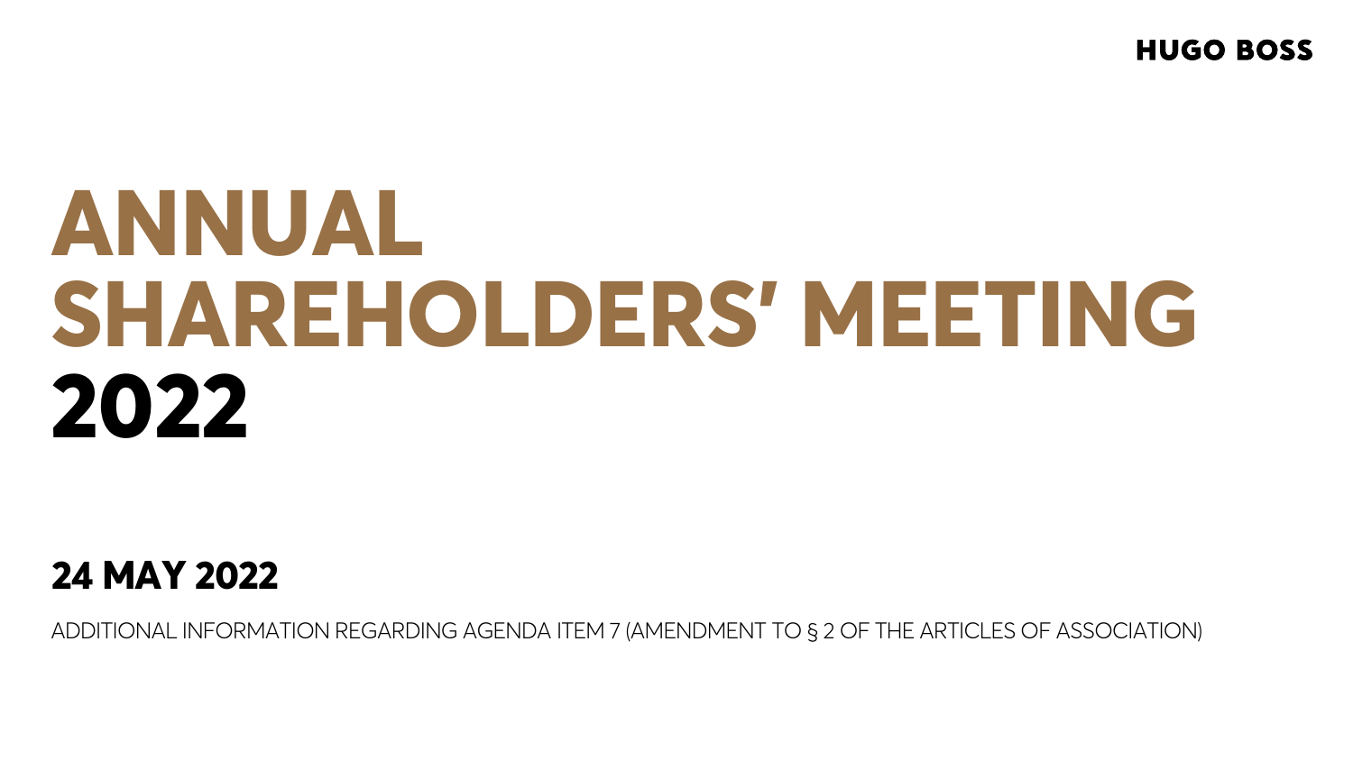HUGO BOSS

# ANNUAL SHAREHOLDERS' MEETING 2022

## 24 MAY 2022

ADDITIONAL INFORMATION REGARDING AGENDA ITEM 7 (AMENDMENT TO § 2 OF THE ARTICLES OF ASSOCIATION)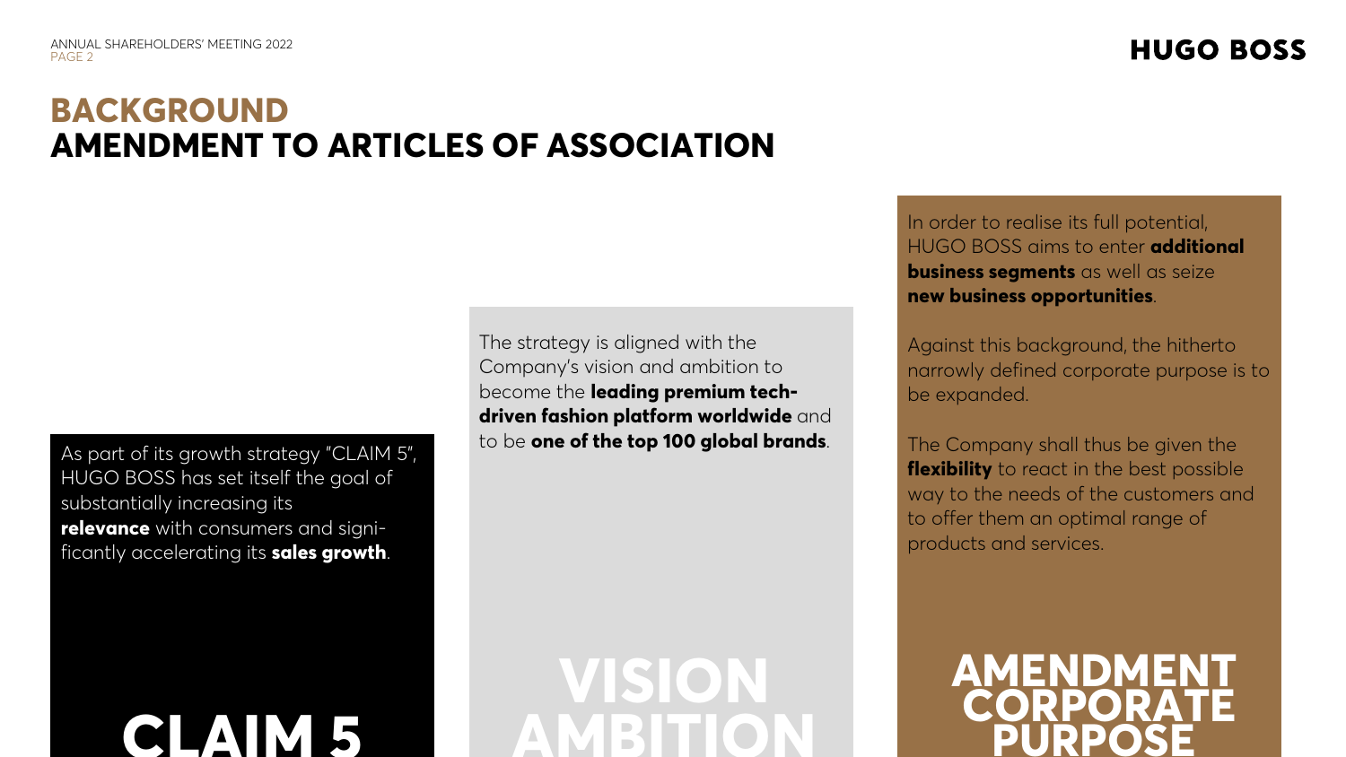# BACKGROUND
# AMENDMENT TO ARTICLES OF ASSOCIATION

As part of its growth strategy "CLAIM 5", HUGO BOSS has set itself the goal of substantially increasing its **relevance** with consumers and significantly accelerating its **sales growth**.

**CLAIM 5**

The strategy is aligned with the Company's vision and ambition to become the **leading premium tech-driven fashion platform worldwide** and to be **one of the top 100 global brands**.

**VISION AMBITION**

In order to realise its full potential, HUGO BOSS aims to enter **additional business segments** as well as seize **new business opportunities**.

Against this background, the hitherto narrowly defined corporate purpose is to be expanded.

The Company shall thus be given the **flexibility** to react in the best possible way to the needs of the customers and to offer them an optimal range of products and services.

**AMENDMENT CORPORATE PURPOSE**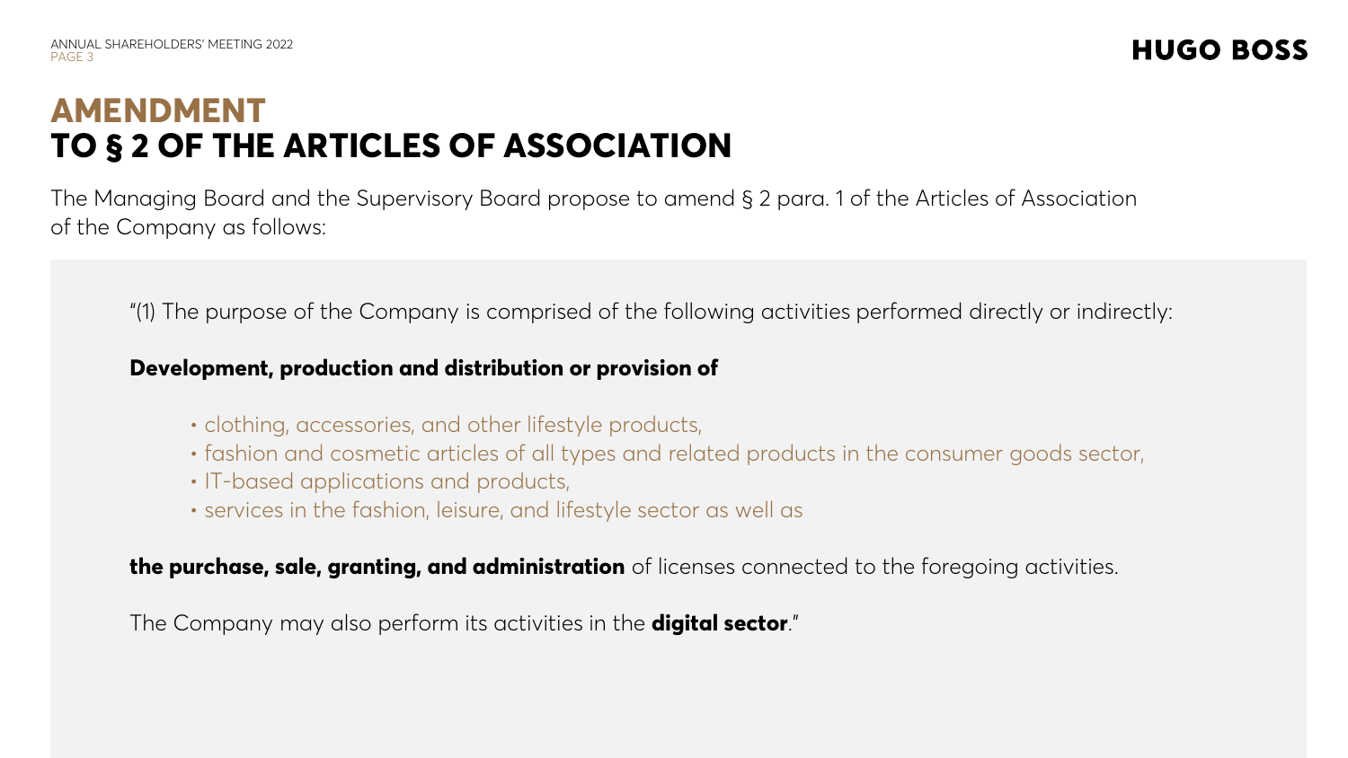# AMENDMENT TO § 2 OF THE ARTICLES OF ASSOCIATION

The Managing Board and the Supervisory Board propose to amend § 2 para. 1 of the Articles of Association of the Company as follows:

"(1) The purpose of the Company is comprised of the following activities performed directly or indirectly:

**Development, production and distribution or provision of**

- clothing, accessories, and other lifestyle products,
- fashion and cosmetic articles of all types and related products in the consumer goods sector,
- IT-based applications and products,
- services in the fashion, leisure, and lifestyle sector as well as

**the purchase, sale, granting, and administration** of licenses connected to the foregoing activities.

The Company may also perform its activities in the **digital sector**."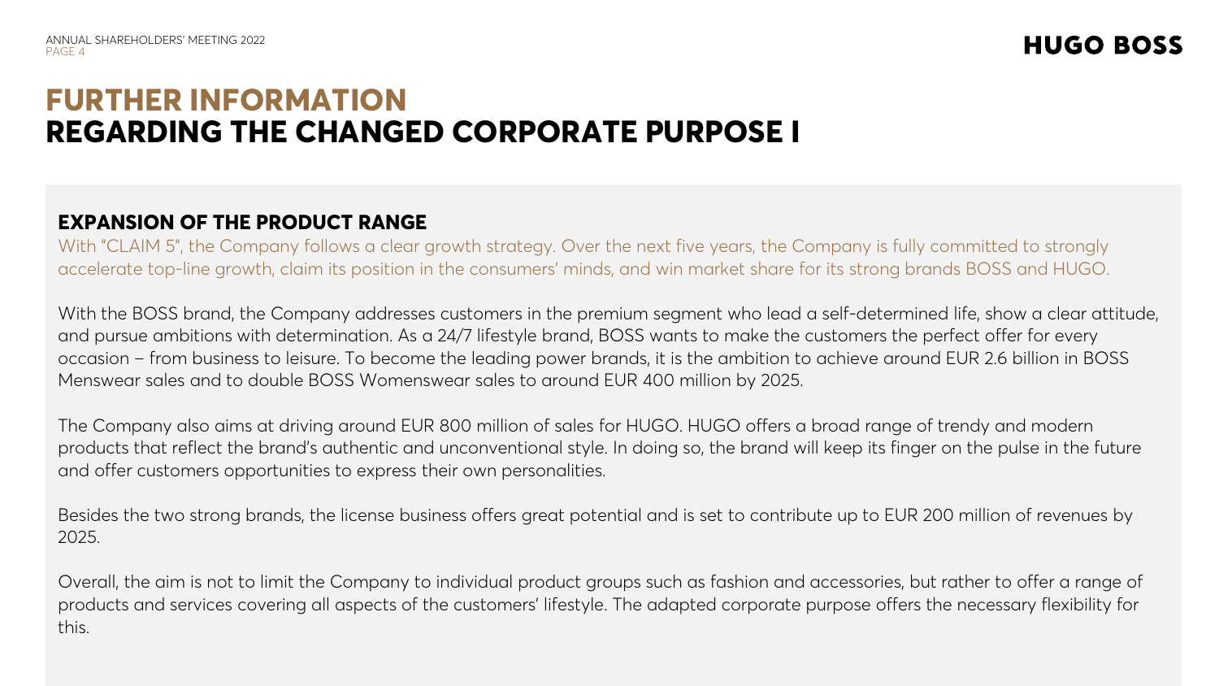# FURTHER INFORMATION REGARDING THE CHANGED CORPORATE PURPOSE I

## EXPANSION OF THE PRODUCT RANGE

With "CLAIM 5", the Company follows a clear growth strategy. Over the next five years, the Company is fully committed to strongly accelerate top-line growth, claim its position in the consumers' minds, and win market share for its strong brands BOSS and HUGO.

With the BOSS brand, the Company addresses customers in the premium segment who lead a self-determined life, show a clear attitude, and pursue ambitions with determination. As a 24/7 lifestyle brand, BOSS wants to make the customers the perfect offer for every occasion – from business to leisure. To become the leading power brands, it is the ambition to achieve around EUR 2.6 billion in BOSS Menswear sales and to double BOSS Womenswear sales to around EUR 400 million by 2025.

The Company also aims at driving around EUR 800 million of sales for HUGO. HUGO offers a broad range of trendy and modern products that reflect the brand's authentic and unconventional style. In doing so, the brand will keep its finger on the pulse in the future and offer customers opportunities to express their own personalities.

Besides the two strong brands, the license business offers great potential and is set to contribute up to EUR 200 million of revenues by 2025.

Overall, the aim is not to limit the Company to individual product groups such as fashion and accessories, but rather to offer a range of products and services covering all aspects of the customers' lifestyle. The adapted corporate purpose offers the necessary flexibility for this.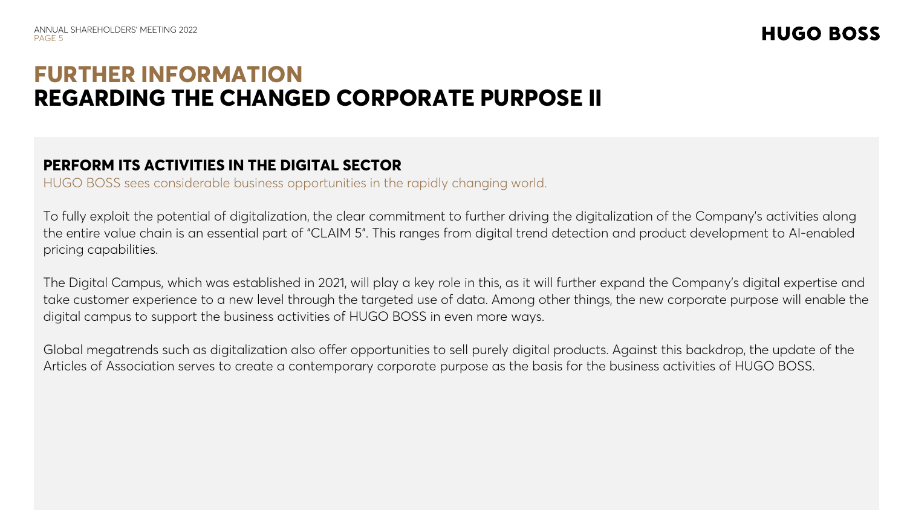# FURTHER INFORMATION REGARDING THE CHANGED CORPORATE PURPOSE II

## PERFORM ITS ACTIVITIES IN THE DIGITAL SECTOR

HUGO BOSS sees considerable business opportunities in the rapidly changing world.

To fully exploit the potential of digitalization, the clear commitment to further driving the digitalization of the Company's activities along the entire value chain is an essential part of "CLAIM 5". This ranges from digital trend detection and product development to AI-enabled pricing capabilities.

The Digital Campus, which was established in 2021, will play a key role in this, as it will further expand the Company's digital expertise and take customer experience to a new level through the targeted use of data. Among other things, the new corporate purpose will enable the digital campus to support the business activities of HUGO BOSS in even more ways.

Global megatrends such as digitalization also offer opportunities to sell purely digital products. Against this backdrop, the update of the Articles of Association serves to create a contemporary corporate purpose as the basis for the business activities of HUGO BOSS.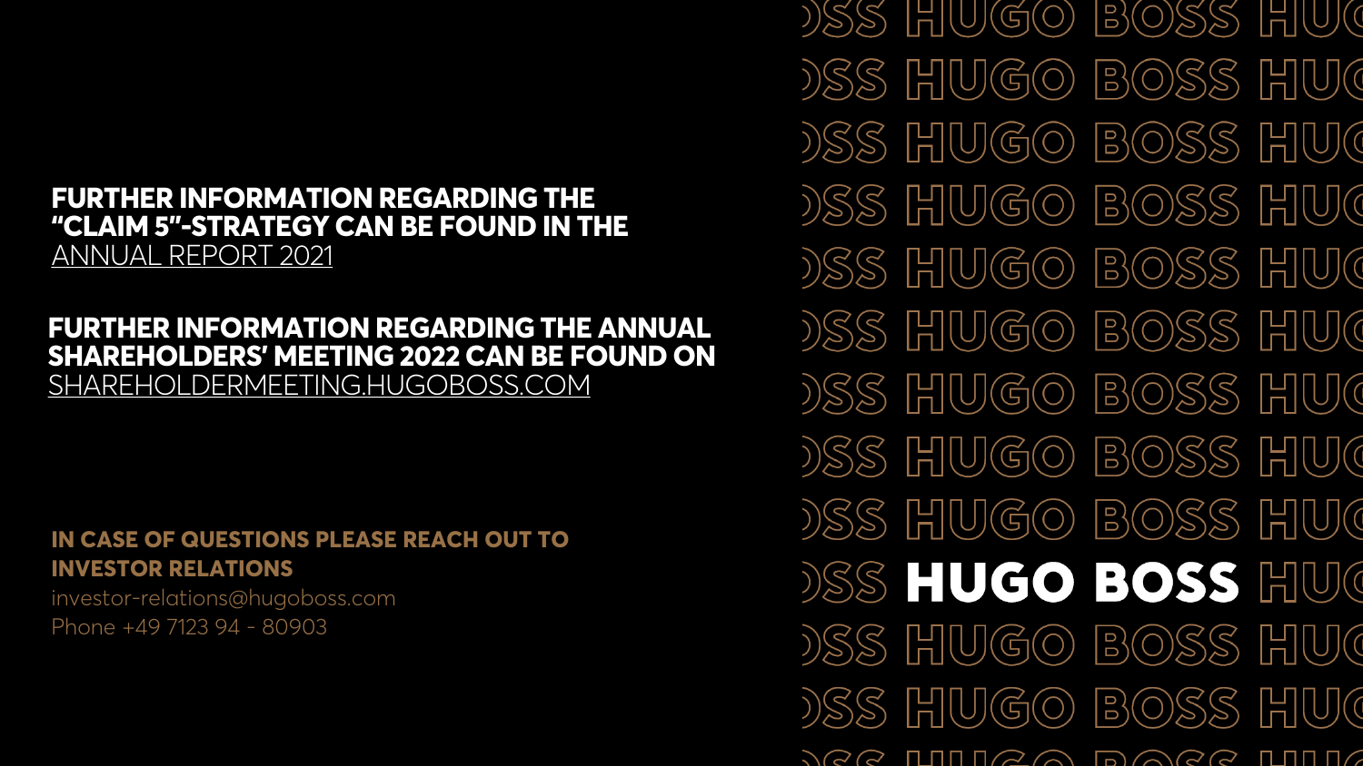**FURTHER INFORMATION REGARDING THE "CLAIM 5"-STRATEGY CAN BE FOUND IN THE** ANNUAL REPORT 2021

**FURTHER INFORMATION REGARDING THE ANNUAL SHAREHOLDERS' MEETING 2022 CAN BE FOUND ON** SHAREHOLDERMEETING.HUGOBOSS.COM

**IN CASE OF QUESTIONS PLEASE REACH OUT TO INVESTOR RELATIONS**

investor-relations@hugoboss.com

Phone +49 7123 94 - 80903

HUGO BOSS